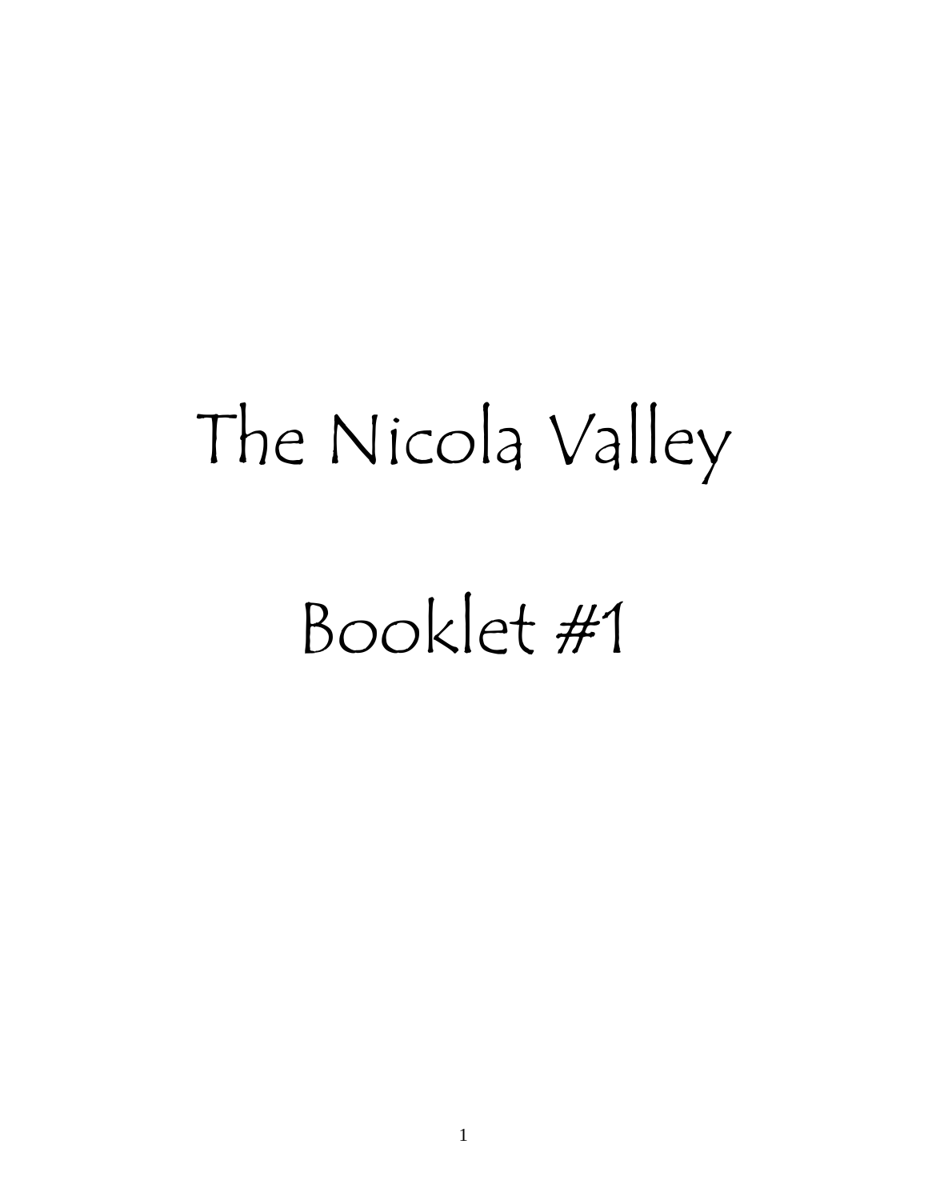# The Nicola Valley

# Booklet #1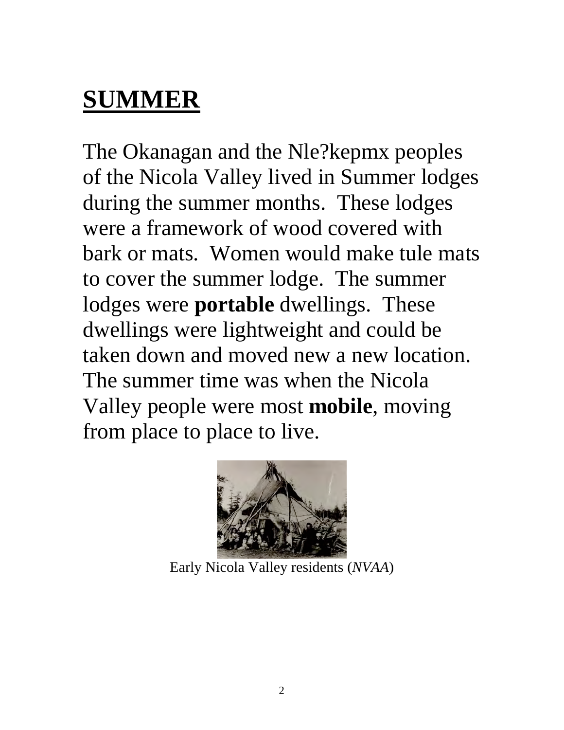# SUMMER

The Okanagan and the Nle?kepmx peoples of the Nicola Valley lived in Summer lodges during the summer months. These lodges were a framework of wood covered with bark or mats. Women would make tule mats to cover the summer lodge. The summer lodges were **portable** dwellings. These dwellings were lightweight and could be taken down and moved new a new location. The summer time was when the Nicola Valley people were most **mobile**, moving from place to place to live.

Early Nicola Valley residents (*NVAA*)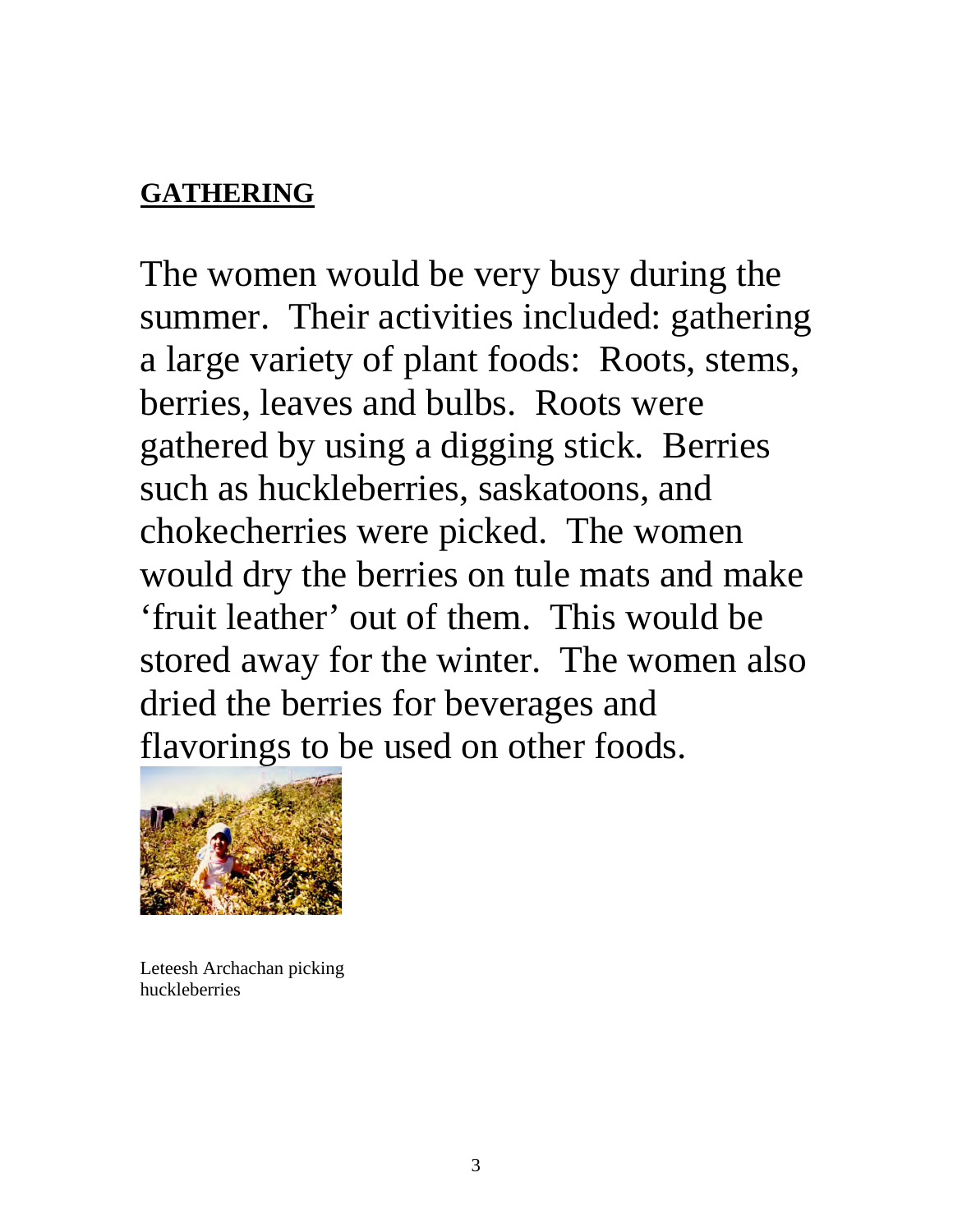**GATHERING**

The women would be very busy during the summer. Their activities included: gathering a large variety of plant foods: Roots, stems, berries, leaves and bulbs. Roots were gathered by using a digging stick. Berries such as huckleberries, saskatoons, and chokecherries were picked. The women would dry the berries on tule mats and make 'fruit leather' out of them. This would be stored away for the winter. The women also dried the berries for beverages and flavorings to be used on other foods.

Leteesh Archachan picking huckleberries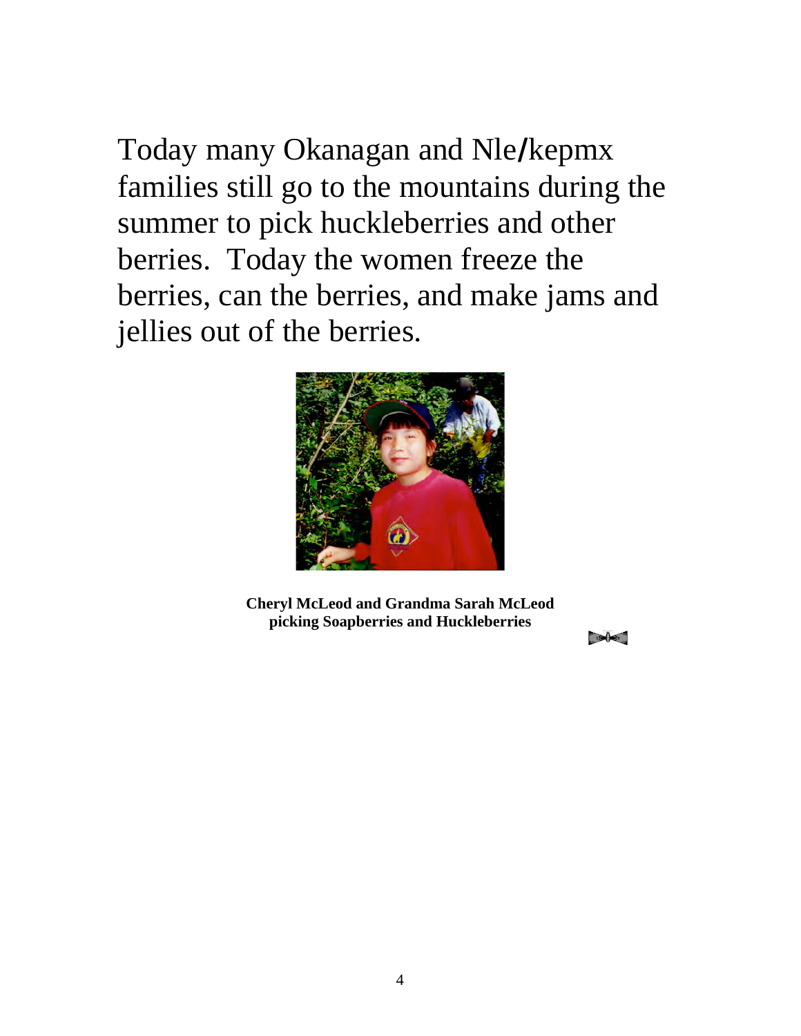Today many Okanagan and Nle/kepmx families still go to the mountains during the summer to pick huckleberries and other berries. Today the women freeze the berries, can the berries, and make jams and jellies out of the berries.

**Cheryl McLeod and Grandma Sarah McLeod picking Soapberries and Huckleberries**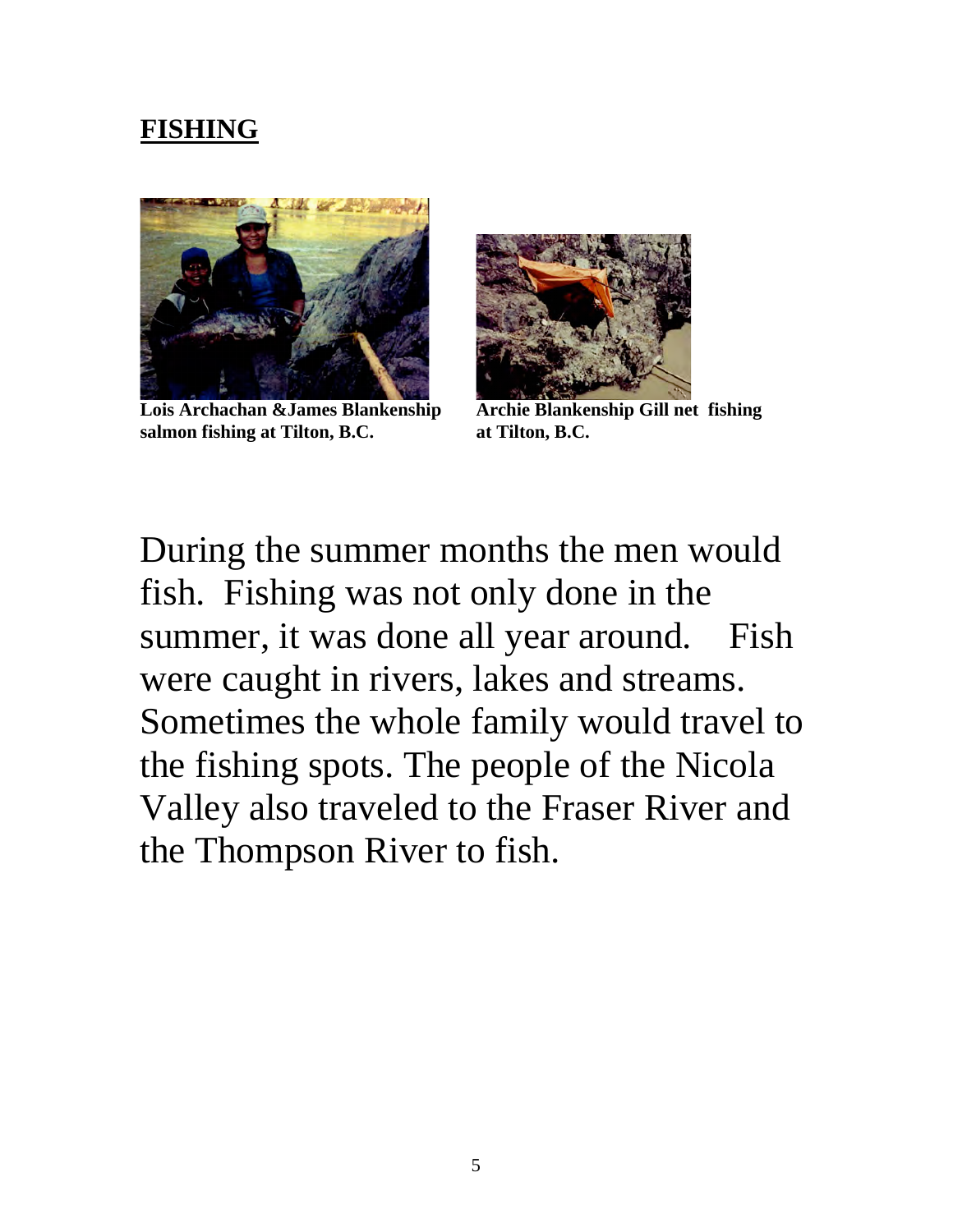## FISHING

**Lois Archachan &James Blankenship salmon fishing at Tilton, B.C.**

**Archie Blankenship Gill net fishing at Tilton, B.C.**

During the summer months the men would fish. Fishing was not only done in the summer, it was done all year around. Fish were caught in rivers, lakes and streams. Sometimes the whole family would travel to the fishing spots. The people of the Nicola Valley also traveled to the Fraser River and the Thompson River to fish.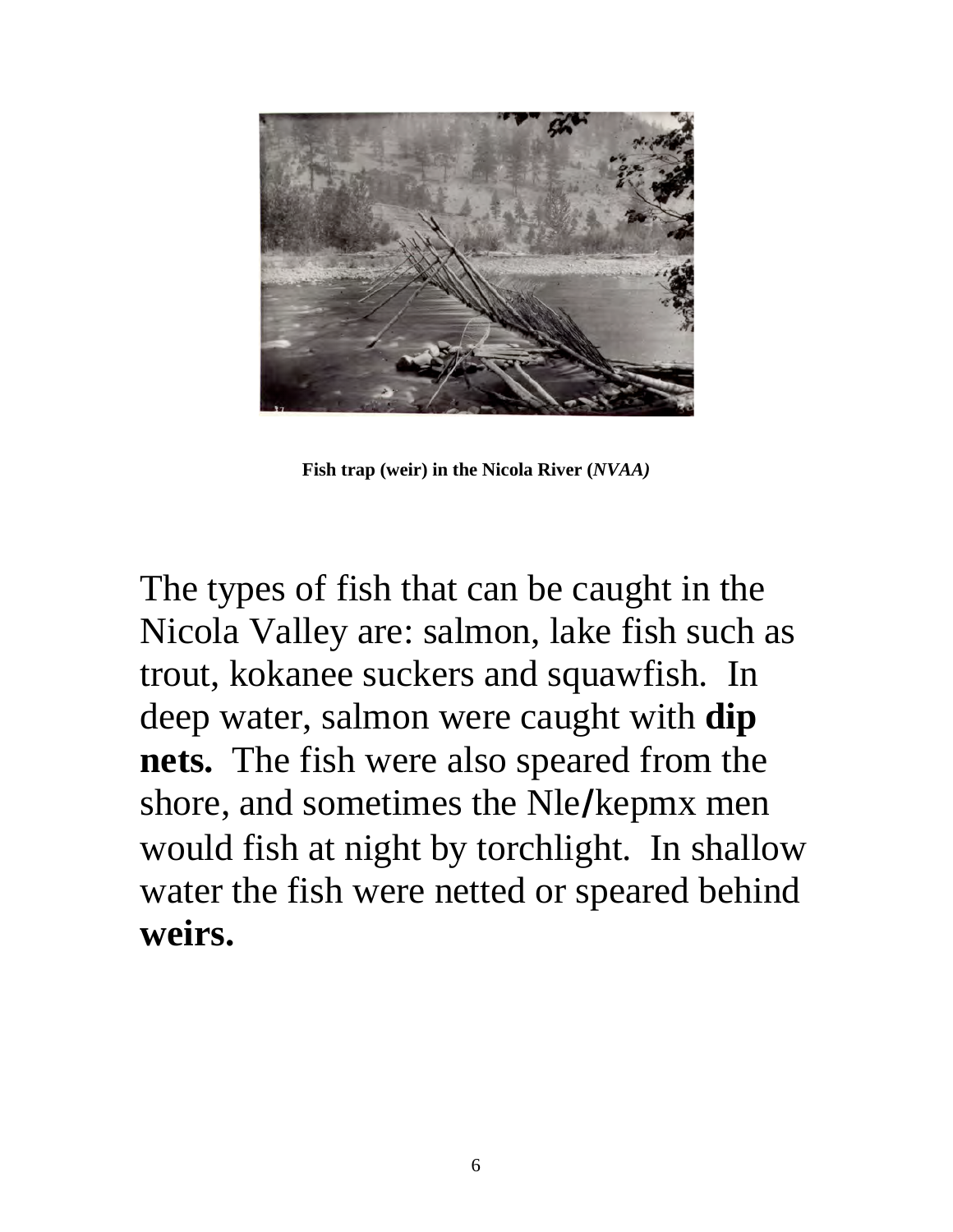**Fish trap (weir) in the Nicola River (*NVAA)***

The types of fish that can be caught in the Nicola Valley are: salmon, lake fish such as trout, kokanee suckers and squawfish. In deep water, salmon were caught with **dip nets.** The fish were also speared from the shore, and sometimes the Nle/kepmx men would fish at night by torchlight. In shallow water the fish were netted or speared behind **weirs.**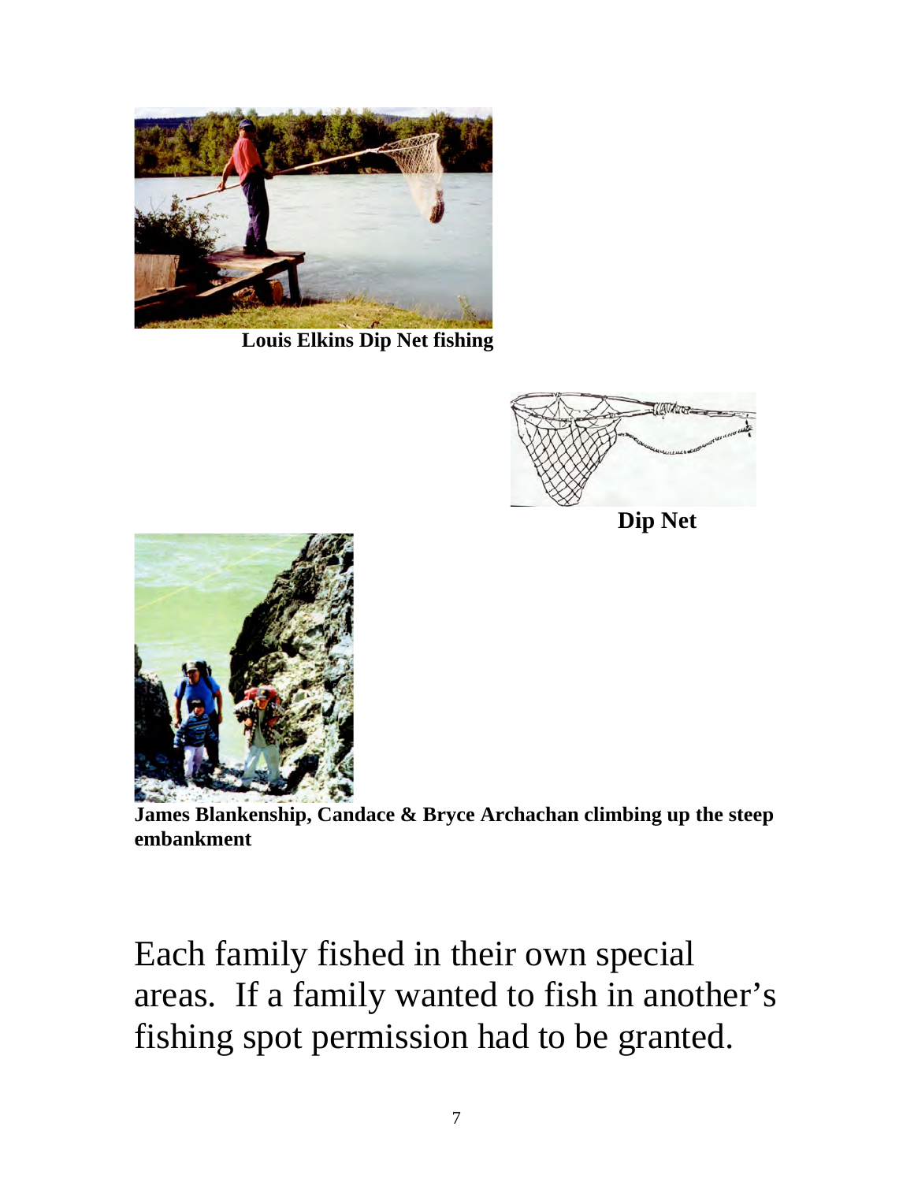**Louis Elkins Dip Net fishing**

**Dip Net**

**James Blankenship, Candace & Bryce Archachan climbing up the steep embankment**

Each family fished in their own special areas. If a family wanted to fish in another's fishing spot permission had to be granted.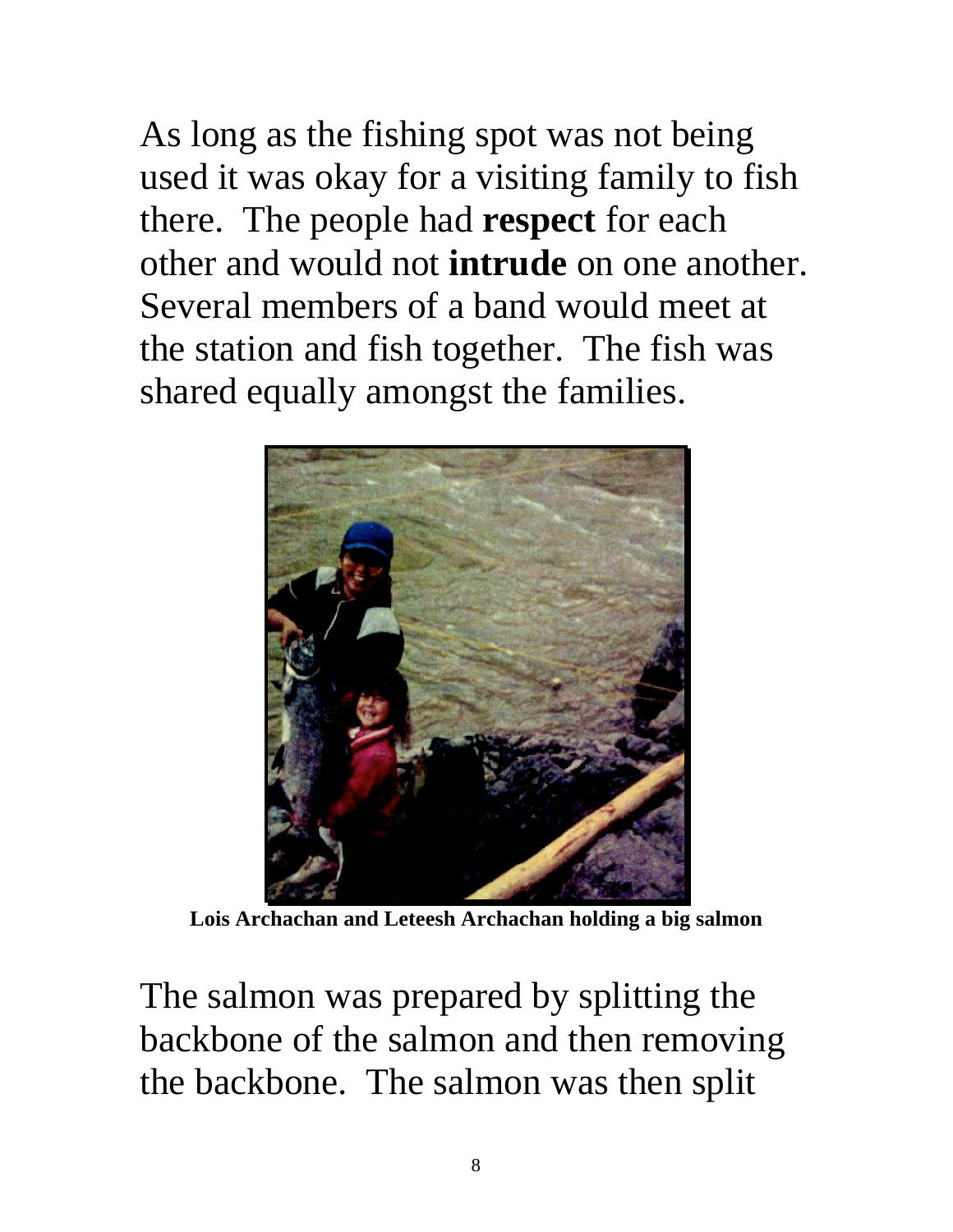As long as the fishing spot was not being used it was okay for a visiting family to fish there. The people had **respect** for each other and would not **intrude** on one another. Several members of a band would meet at the station and fish together. The fish was shared equally amongst the families.

**Lois Archachan and Leteesh Archachan holding a big salmon**

The salmon was prepared by splitting the backbone of the salmon and then removing the backbone. The salmon was then split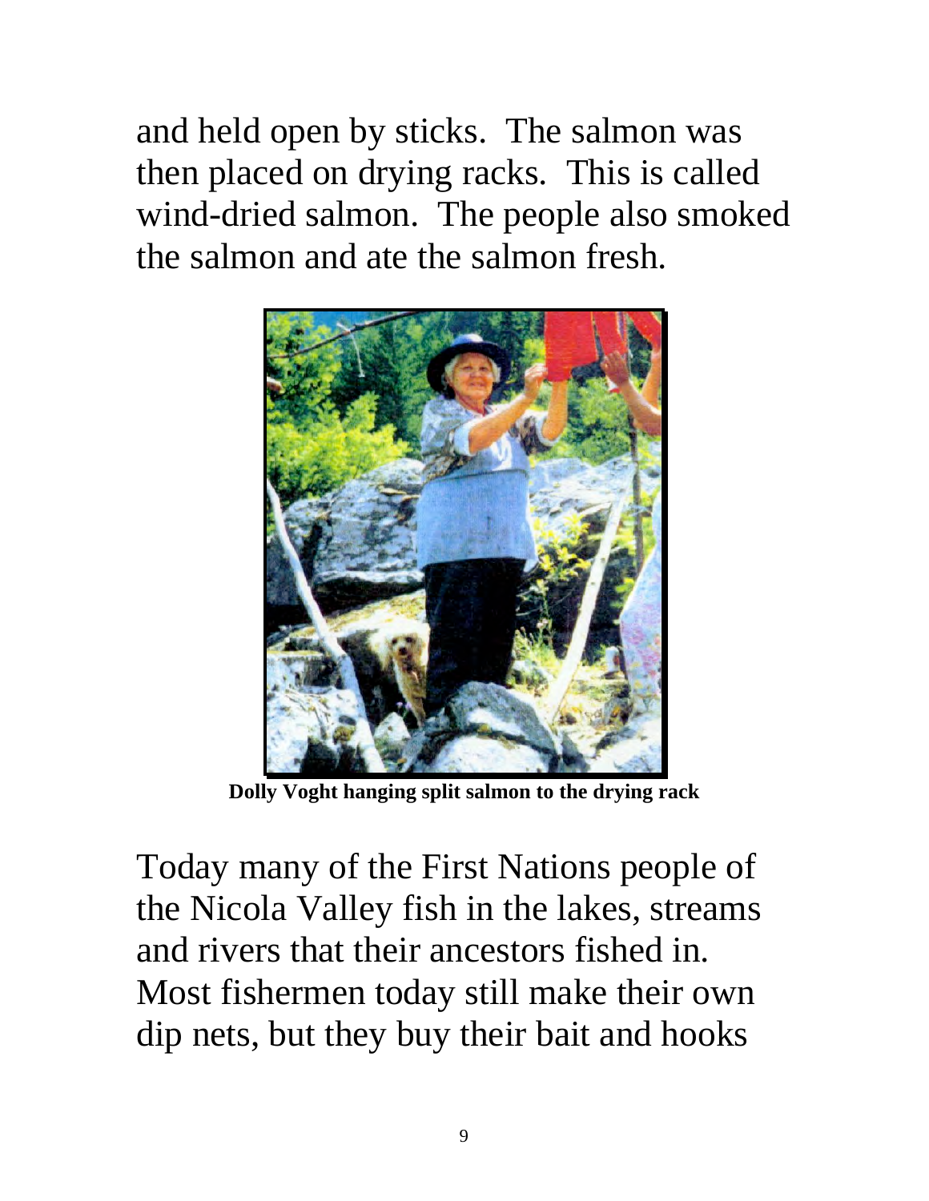and held open by sticks. The salmon was then placed on drying racks. This is called wind-dried salmon. The people also smoked the salmon and ate the salmon fresh.

**Dolly Voght hanging split salmon to the drying rack**

Today many of the First Nations people of the Nicola Valley fish in the lakes, streams and rivers that their ancestors fished in. Most fishermen today still make their own dip nets, but they buy their bait and hooks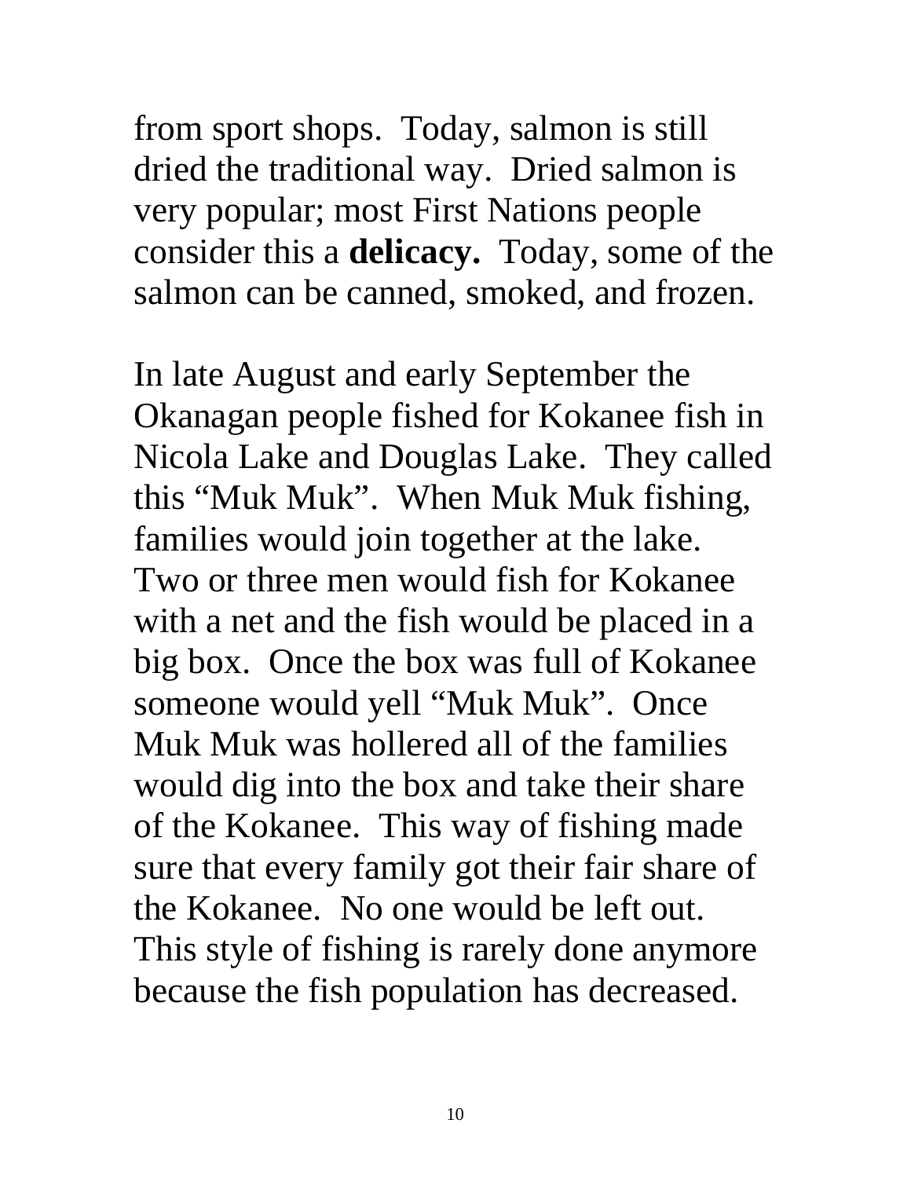from sport shops. Today, salmon is still dried the traditional way. Dried salmon is very popular; most First Nations people consider this a **delicacy.** Today, some of the salmon can be canned, smoked, and frozen.

In late August and early September the Okanagan people fished for Kokanee fish in Nicola Lake and Douglas Lake. They called this “Muk Muk”. When Muk Muk fishing, families would join together at the lake. Two or three men would fish for Kokanee with a net and the fish would be placed in a big box. Once the box was full of Kokanee someone would yell “Muk Muk”. Once Muk Muk was hollered all of the families would dig into the box and take their share of the Kokanee. This way of fishing made sure that every family got their fair share of the Kokanee. No one would be left out. This style of fishing is rarely done anymore because the fish population has decreased.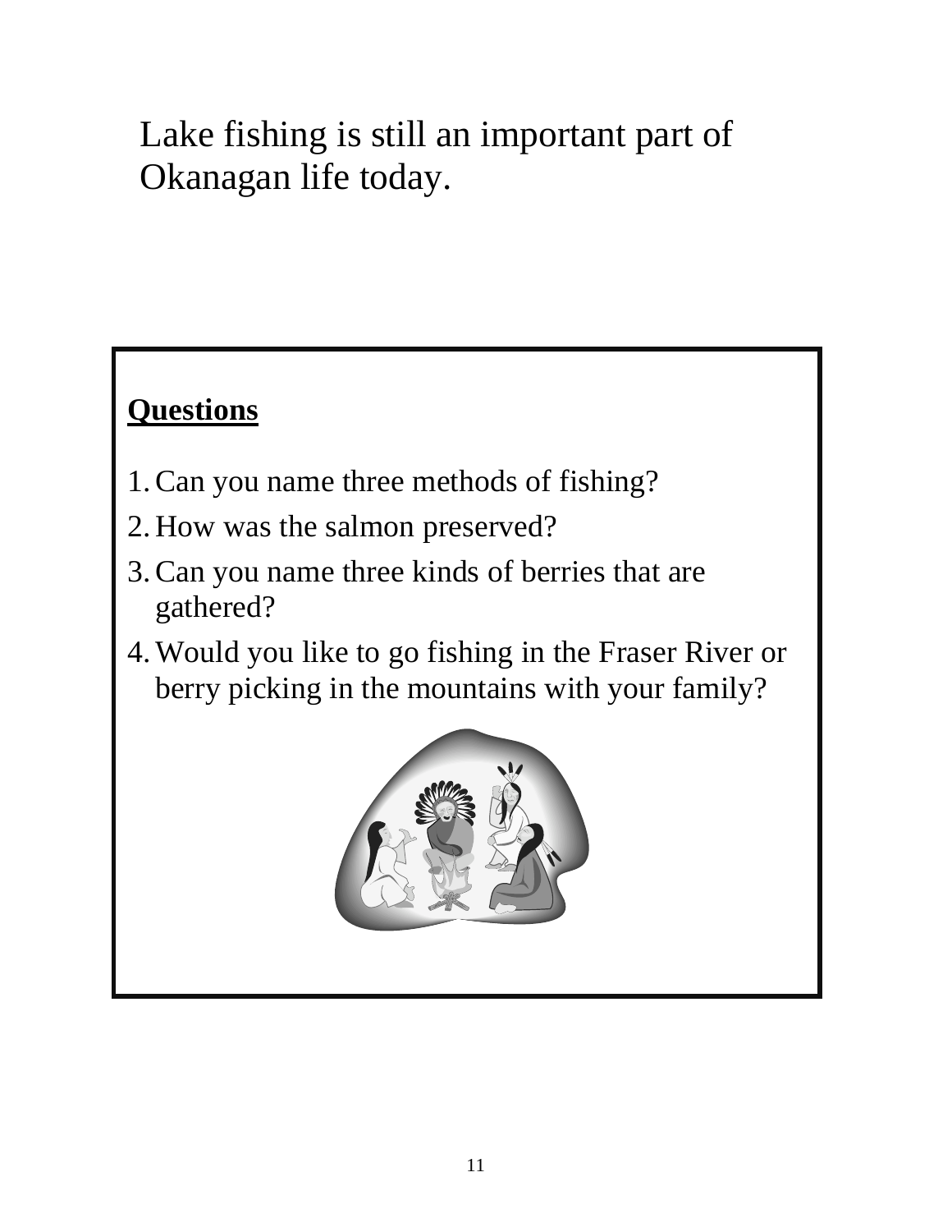Lake fishing is still an important part of Okanagan life today.

**Questions**

1. Can you name three methods of fishing?
2. How was the salmon preserved?
3. Can you name three kinds of berries that are gathered?
4. Would you like to go fishing in the Fraser River or berry picking in the mountains with your family?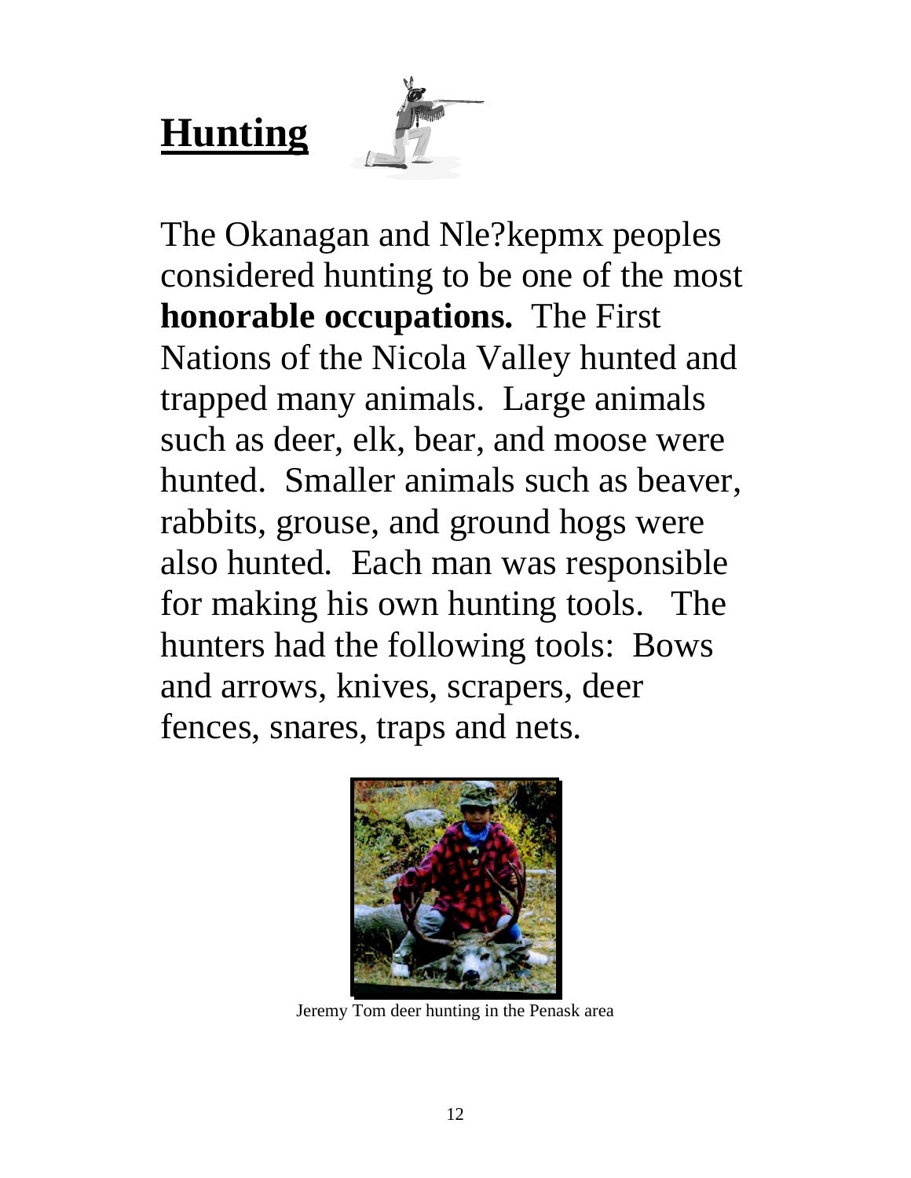# Hunting

The Okanagan and Nle?kepmx peoples considered hunting to be one of the most **honorable occupations.** The First Nations of the Nicola Valley hunted and trapped many animals. Large animals such as deer, elk, bear, and moose were hunted. Smaller animals such as beaver, rabbits, grouse, and ground hogs were also hunted. Each man was responsible for making his own hunting tools. The hunters had the following tools: Bows and arrows, knives, scrapers, deer fences, snares, traps and nets.

Jeremy Tom deer hunting in the Penask area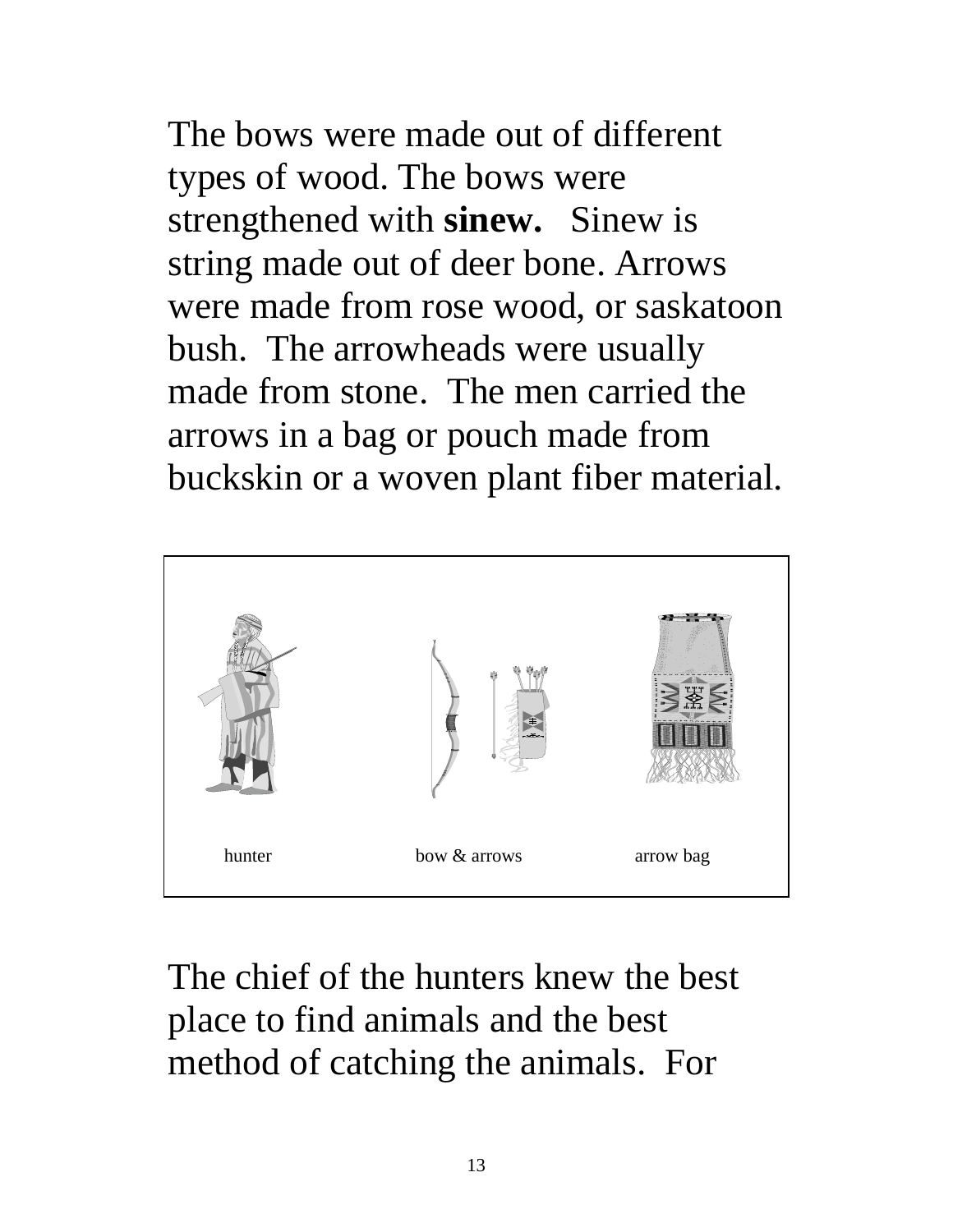The bows were made out of different types of wood. The bows were strengthened with **sinew.** Sinew is string made out of deer bone. Arrows were made from rose wood, or saskatoon bush. The arrowheads were usually made from stone. The men carried the arrows in a bag or pouch made from buckskin or a woven plant fiber material.

hunter bow & arrows arrow bag

The chief of the hunters knew the best place to find animals and the best method of catching the animals. For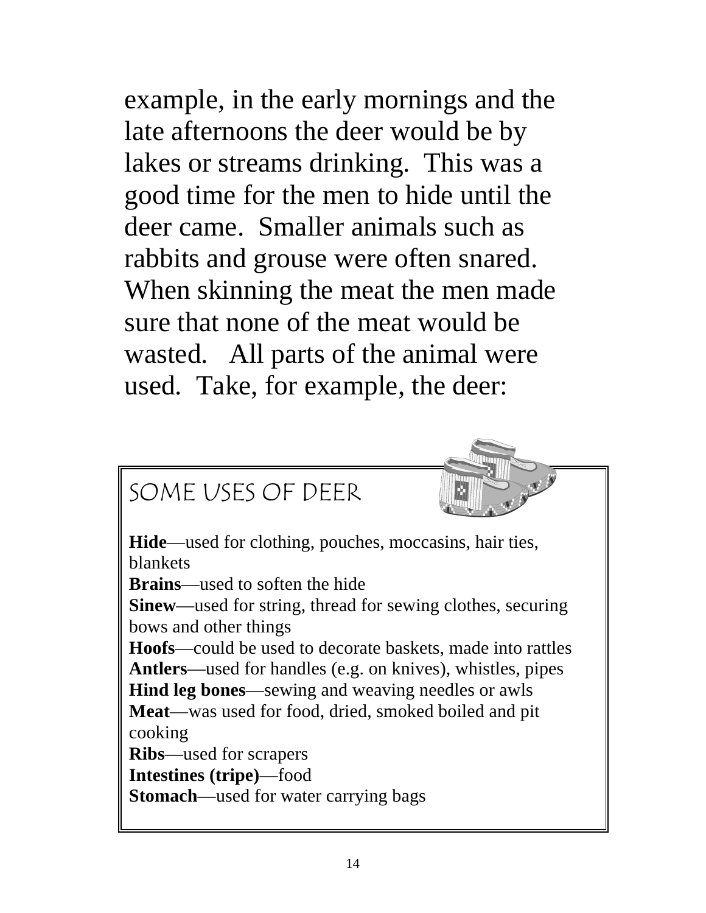example, in the early mornings and the late afternoons the deer would be by lakes or streams drinking. This was a good time for the men to hide until the deer came. Smaller animals such as rabbits and grouse were often snared. When skinning the meat the men made sure that none of the meat would be wasted. All parts of the animal were used. Take, for example, the deer:

## SOME USES OF DEER

**Hide**—used for clothing, pouches, moccasins, hair ties, blankets
**Brains**—used to soften the hide
**Sinew**—used for string, thread for sewing clothes, securing bows and other things
**Hoofs**—could be used to decorate baskets, made into rattles
**Antlers**—used for handles (e.g. on knives), whistles, pipes
**Hind leg bones**—sewing and weaving needles or awls
**Meat**—was used for food, dried, smoked boiled and pit cooking
**Ribs**—used for scrapers
**Intestines (tripe)**—food
**Stomach**—used for water carrying bags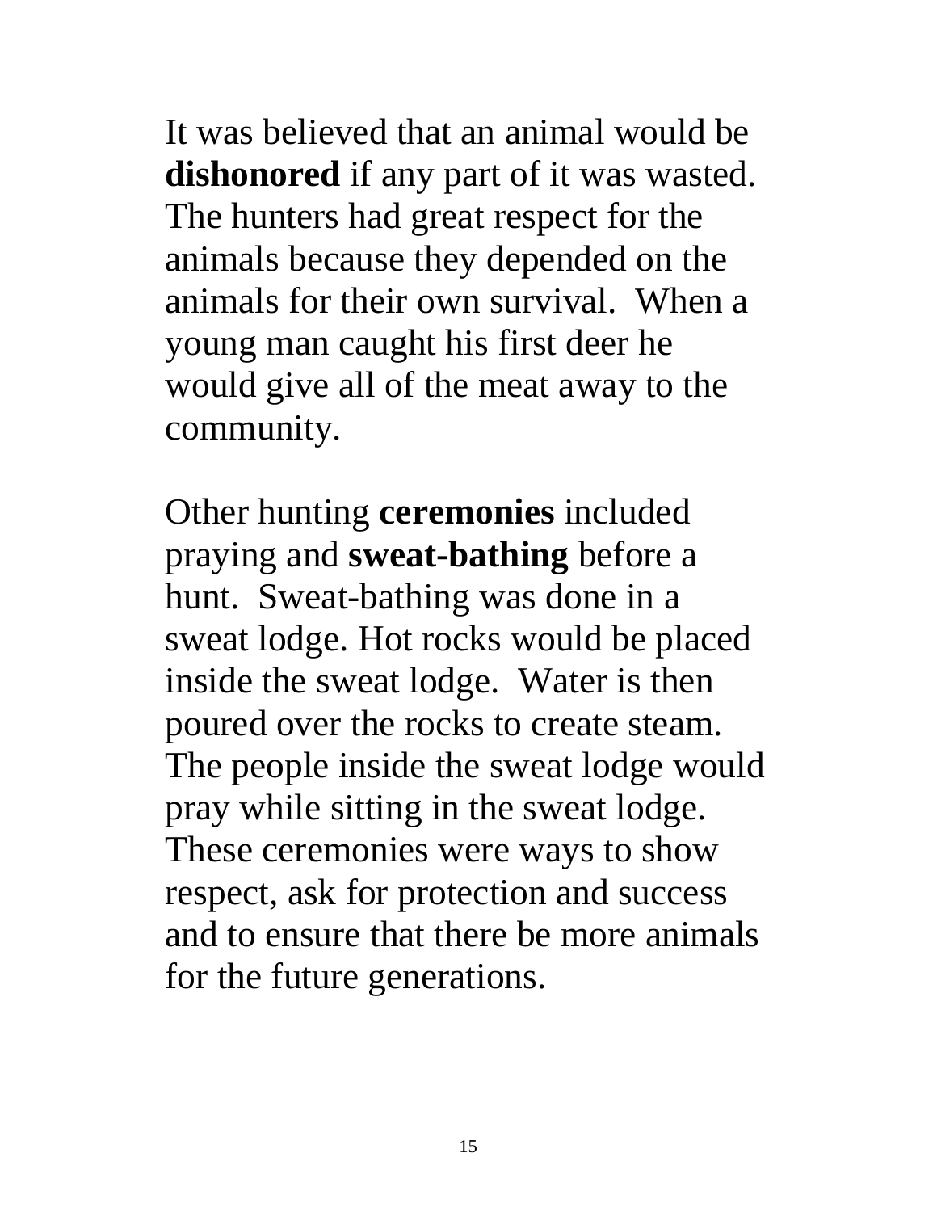It was believed that an animal would be **dishonored** if any part of it was wasted. The hunters had great respect for the animals because they depended on the animals for their own survival.  When a young man caught his first deer he would give all of the meat away to the community.

Other hunting **ceremonies** included praying and **sweat-bathing** before a hunt.  Sweat-bathing was done in a sweat lodge. Hot rocks would be placed inside the sweat lodge.  Water is then poured over the rocks to create steam. The people inside the sweat lodge would pray while sitting in the sweat lodge. These ceremonies were ways to show respect, ask for protection and success and to ensure that there be more animals for the future generations.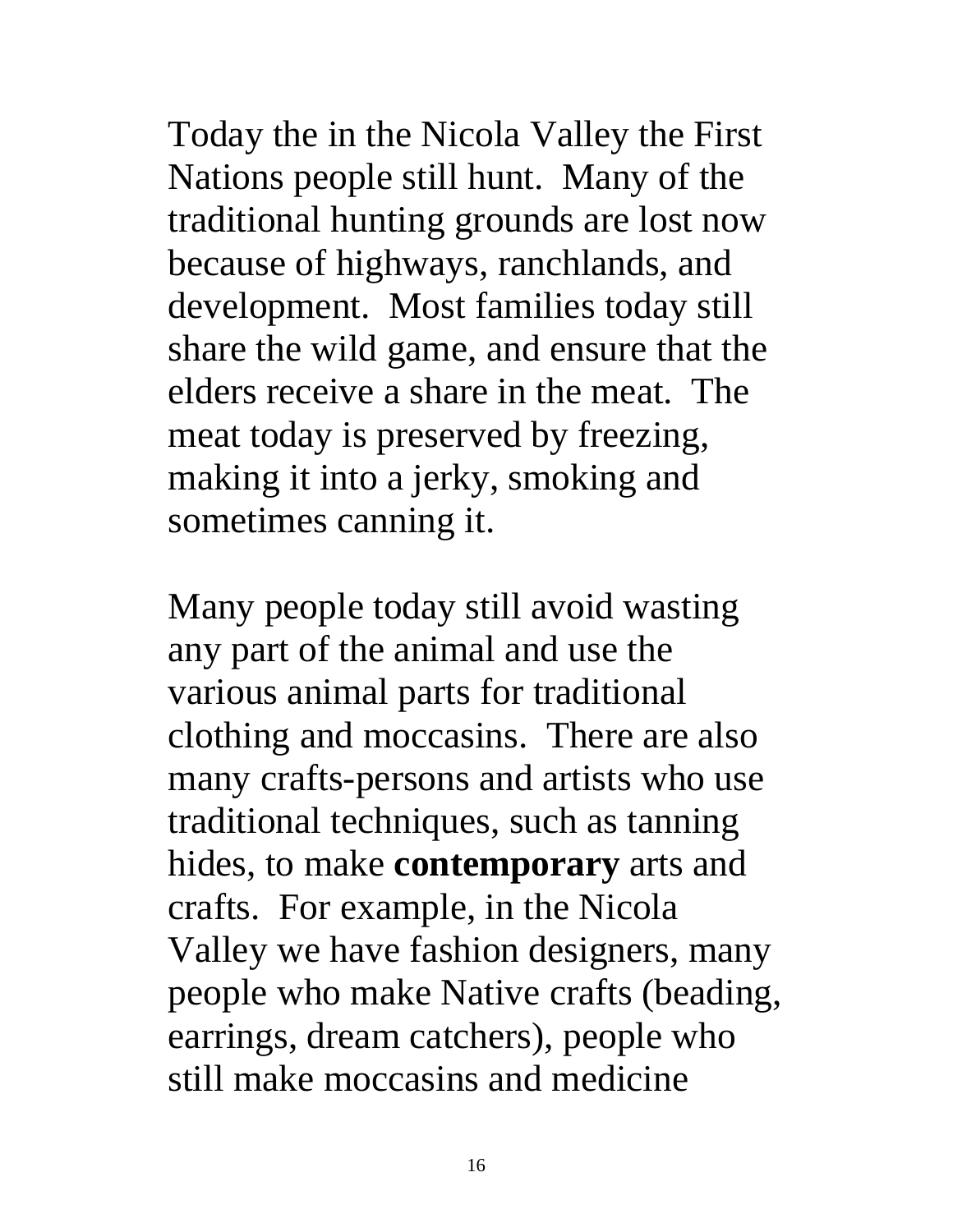Today the in the Nicola Valley the First Nations people still hunt. Many of the traditional hunting grounds are lost now because of highways, ranchlands, and development. Most families today still share the wild game, and ensure that the elders receive a share in the meat. The meat today is preserved by freezing, making it into a jerky, smoking and sometimes canning it.

Many people today still avoid wasting any part of the animal and use the various animal parts for traditional clothing and moccasins. There are also many crafts-persons and artists who use traditional techniques, such as tanning hides, to make **contemporary** arts and crafts. For example, in the Nicola Valley we have fashion designers, many people who make Native crafts (beading, earrings, dream catchers), people who still make moccasins and medicine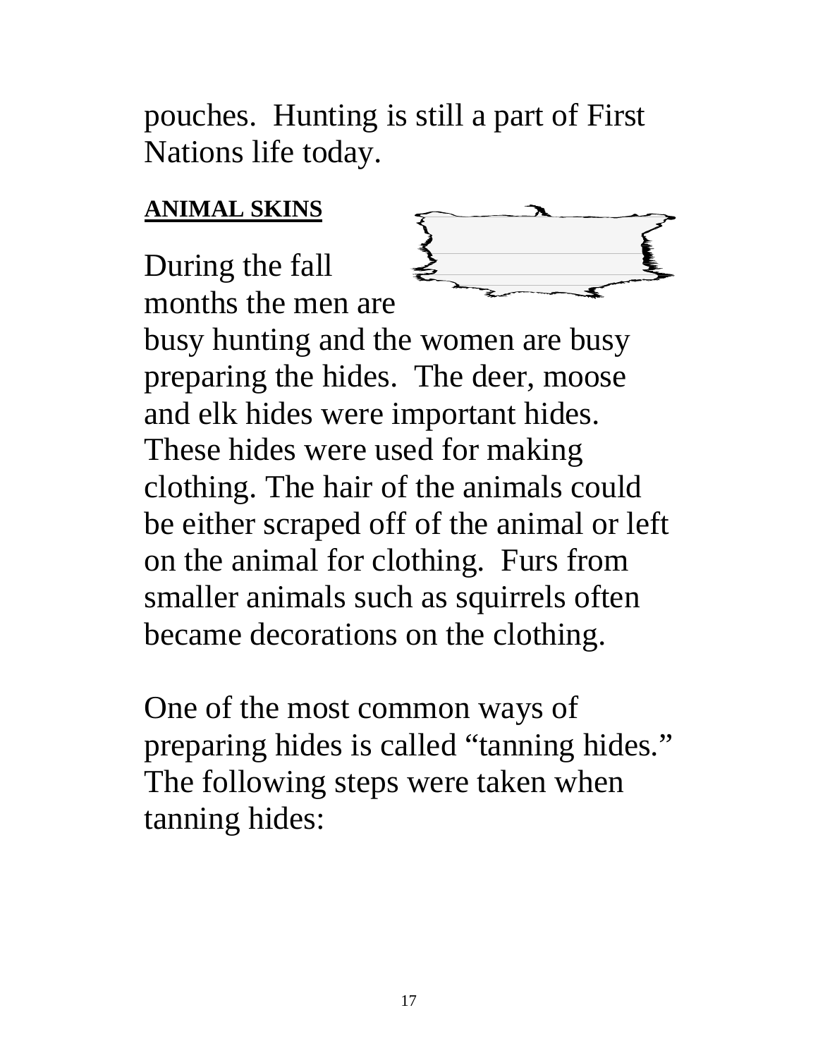pouches. Hunting is still a part of First Nations life today.

**ANIMAL SKINS**

During the fall months the men are busy hunting and the women are busy preparing the hides. The deer, moose and elk hides were important hides. These hides were used for making clothing. The hair of the animals could be either scraped off of the animal or left on the animal for clothing. Furs from smaller animals such as squirrels often became decorations on the clothing.

One of the most common ways of preparing hides is called "tanning hides." The following steps were taken when tanning hides: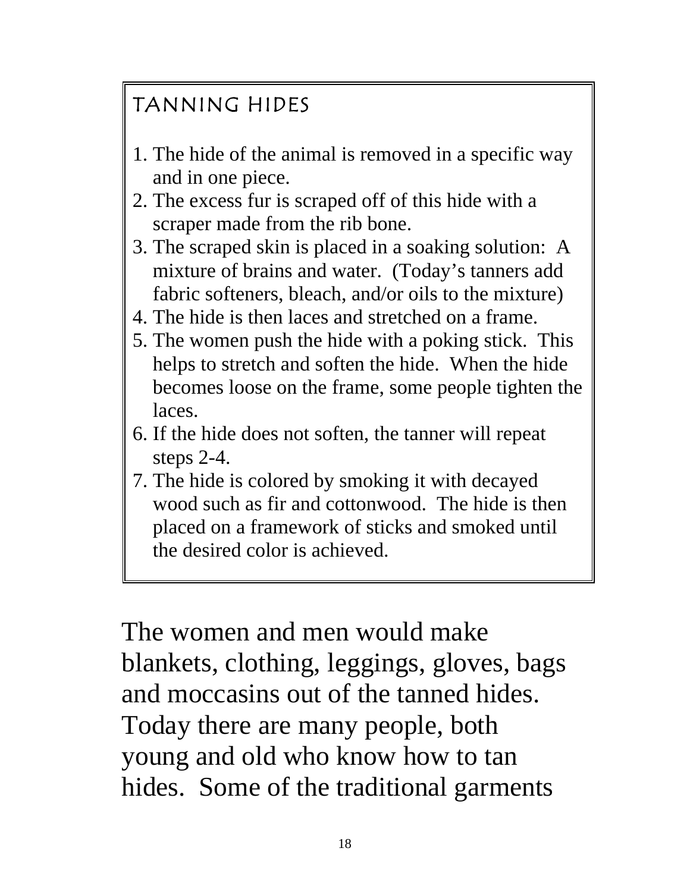## TANNING HIDES

1. The hide of the animal is removed in a specific way and in one piece.
2. The excess fur is scraped off of this hide with a scraper made from the rib bone.
3. The scraped skin is placed in a soaking solution: A mixture of brains and water. (Today's tanners add fabric softeners, bleach, and/or oils to the mixture)
4. The hide is then laces and stretched on a frame.
5. The women push the hide with a poking stick. This helps to stretch and soften the hide. When the hide becomes loose on the frame, some people tighten the laces.
6. If the hide does not soften, the tanner will repeat steps 2-4.
7. The hide is colored by smoking it with decayed wood such as fir and cottonwood. The hide is then placed on a framework of sticks and smoked until the desired color is achieved.

The women and men would make blankets, clothing, leggings, gloves, bags and moccasins out of the tanned hides. Today there are many people, both young and old who know how to tan hides. Some of the traditional garments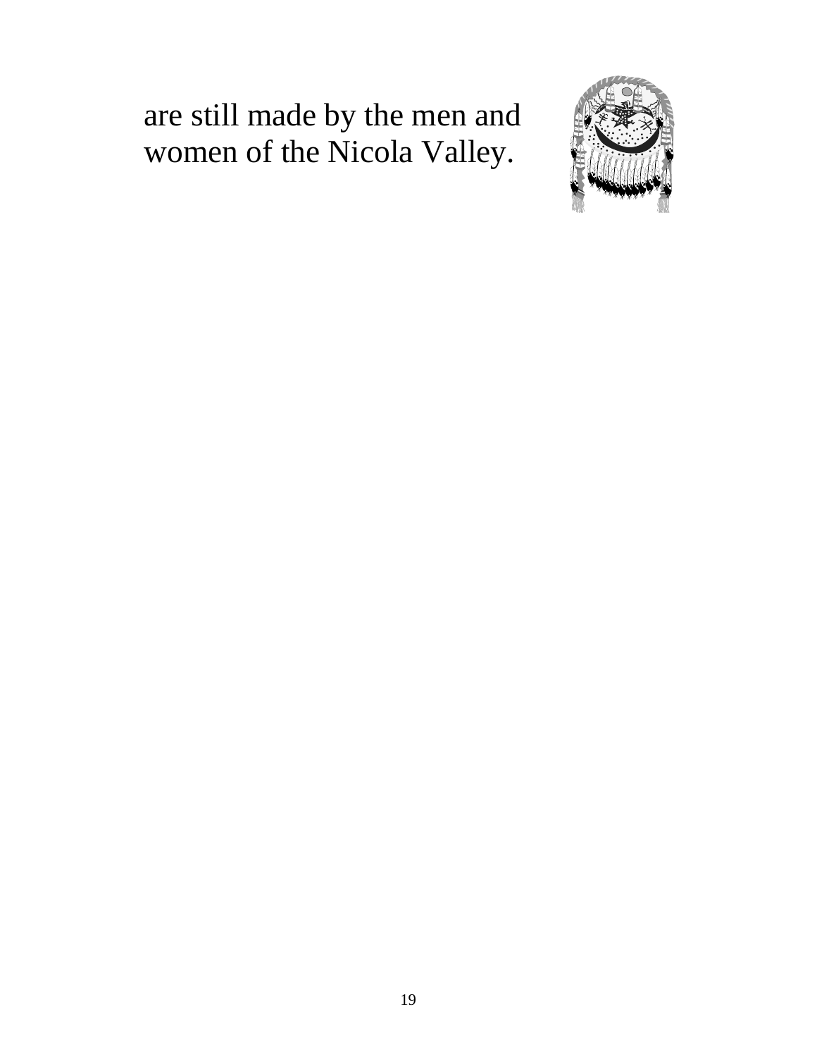are still made by the men and women of the Nicola Valley.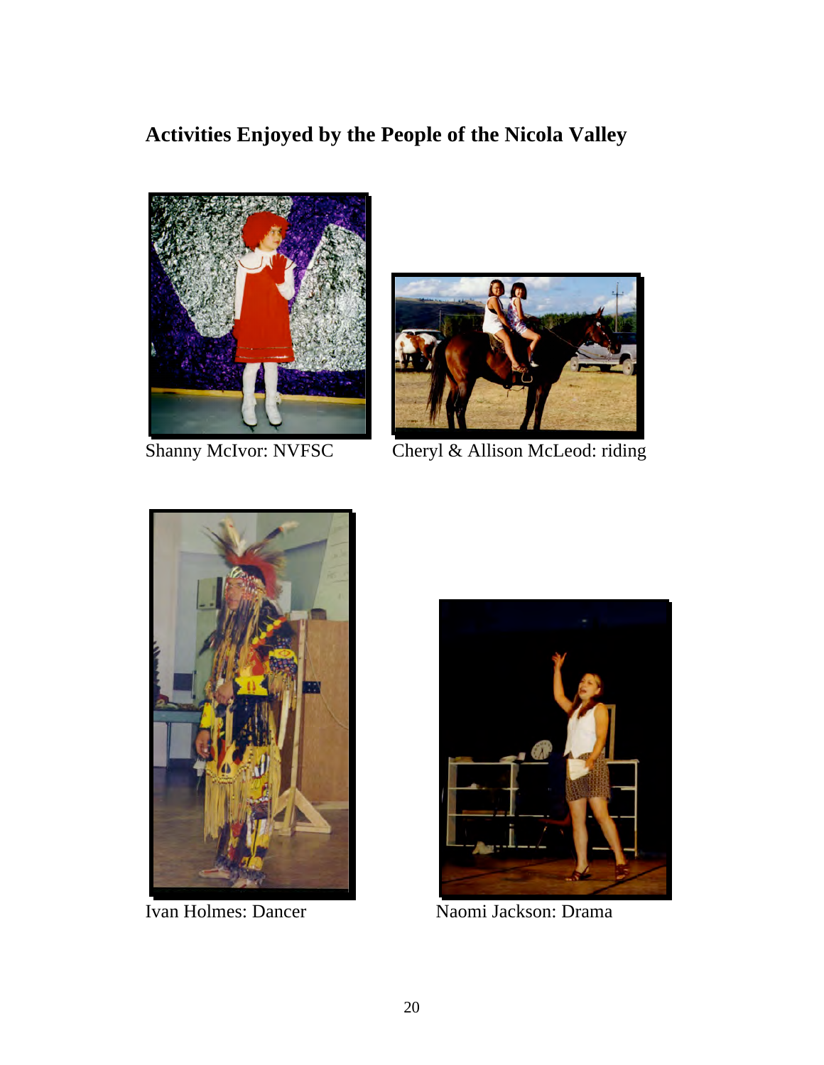## Activities Enjoyed by the People of the Nicola Valley

Shanny McIvor: NVFSC

Cheryl & Allison McLeod: riding

Ivan Holmes: Dancer

Naomi Jackson: Drama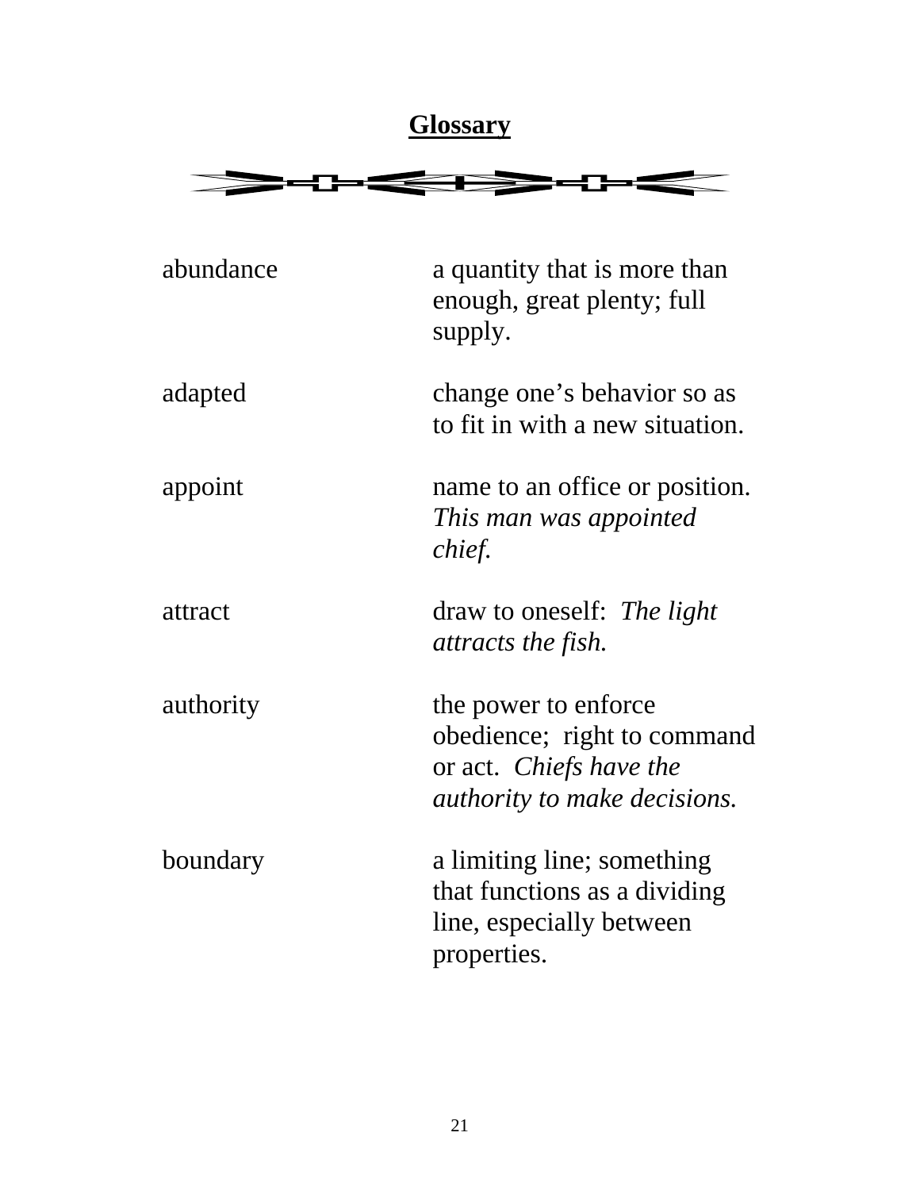## Glossary

| | |
|---|---|
| abundance | a quantity that is more than enough, great plenty; full supply. |
| adapted | change one’s behavior so as to fit in with a new situation. |
| appoint | name to an office or position. *This man was appointed chief.* |
| attract | draw to oneself: *The light attracts the fish.* |
| authority | the power to enforce obedience; right to command or act. *Chiefs have the authority to make decisions.* |
| boundary | a limiting line; something that functions as a dividing line, especially between properties. |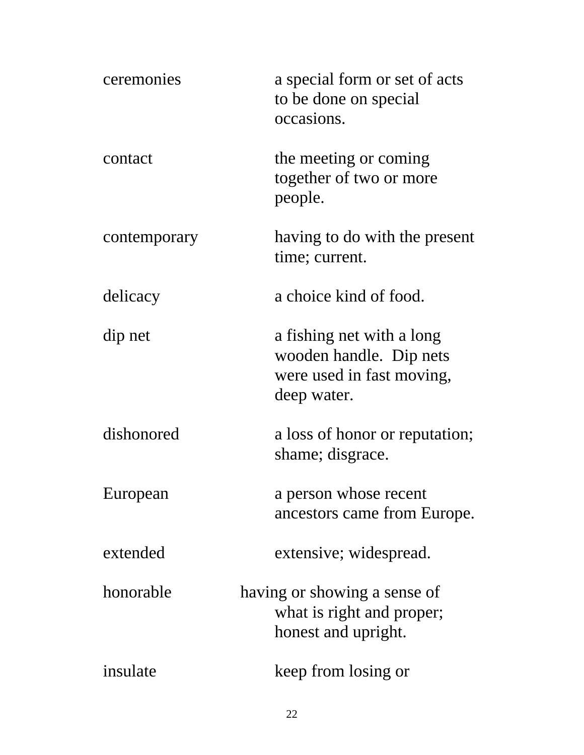| | |
|---|---|
| ceremonies | a special form or set of acts to be done on special occasions. |
| contact | the meeting or coming together of two or more people. |
| contemporary | having to do with the present time; current. |
| delicacy | a choice kind of food. |
| dip net | a fishing net with a long wooden handle. Dip nets were used in fast moving, deep water. |
| dishonored | a loss of honor or reputation; shame; disgrace. |
| European | a person whose recent ancestors came from Europe. |
| extended | extensive; widespread. |
| honorable | having or showing a sense of what is right and proper; honest and upright. |
| insulate | keep from losing or |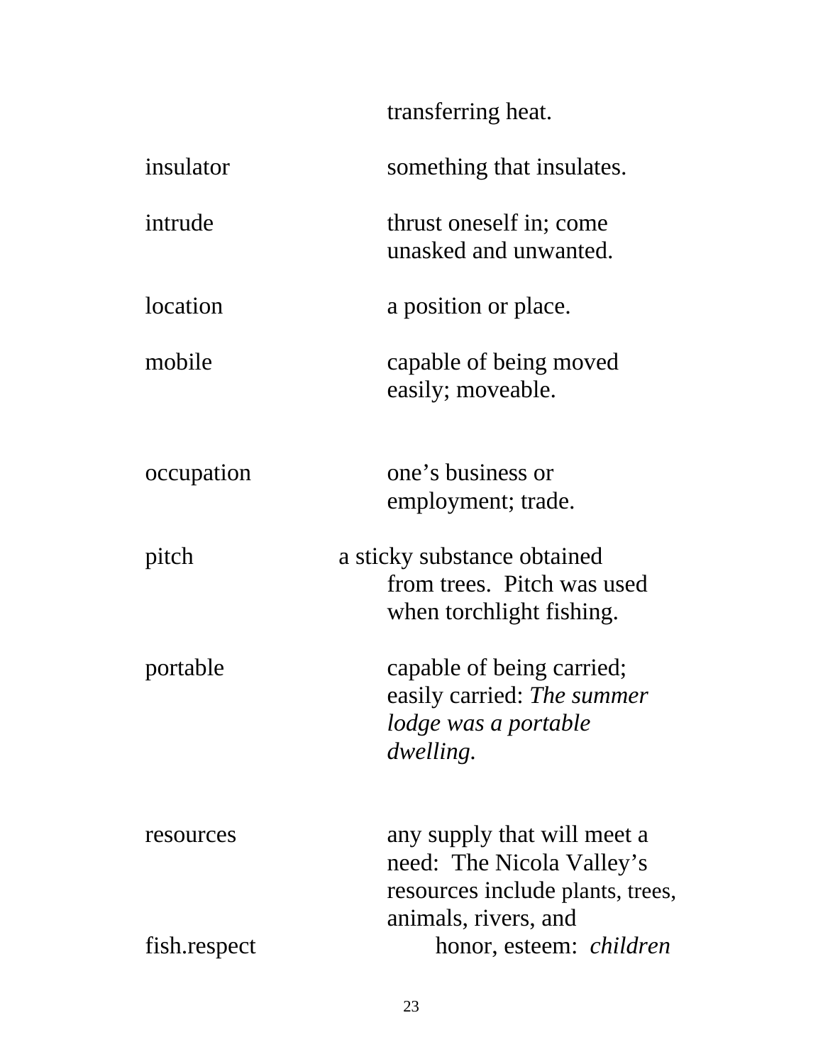transferring heat.

insulator — something that insulates.

intrude — thrust oneself in; come unasked and unwanted.

location — a position or place.

mobile — capable of being moved easily; moveable.

occupation — one's business or employment; trade.

pitch — a sticky substance obtained from trees. Pitch was used when torchlight fishing.

portable — capable of being carried; easily carried: *The summer lodge was a portable dwelling.*

resources — any supply that will meet a need: The Nicola Valley's resources include plants, trees, animals, rivers, and fish.

respect — honor, esteem: *children*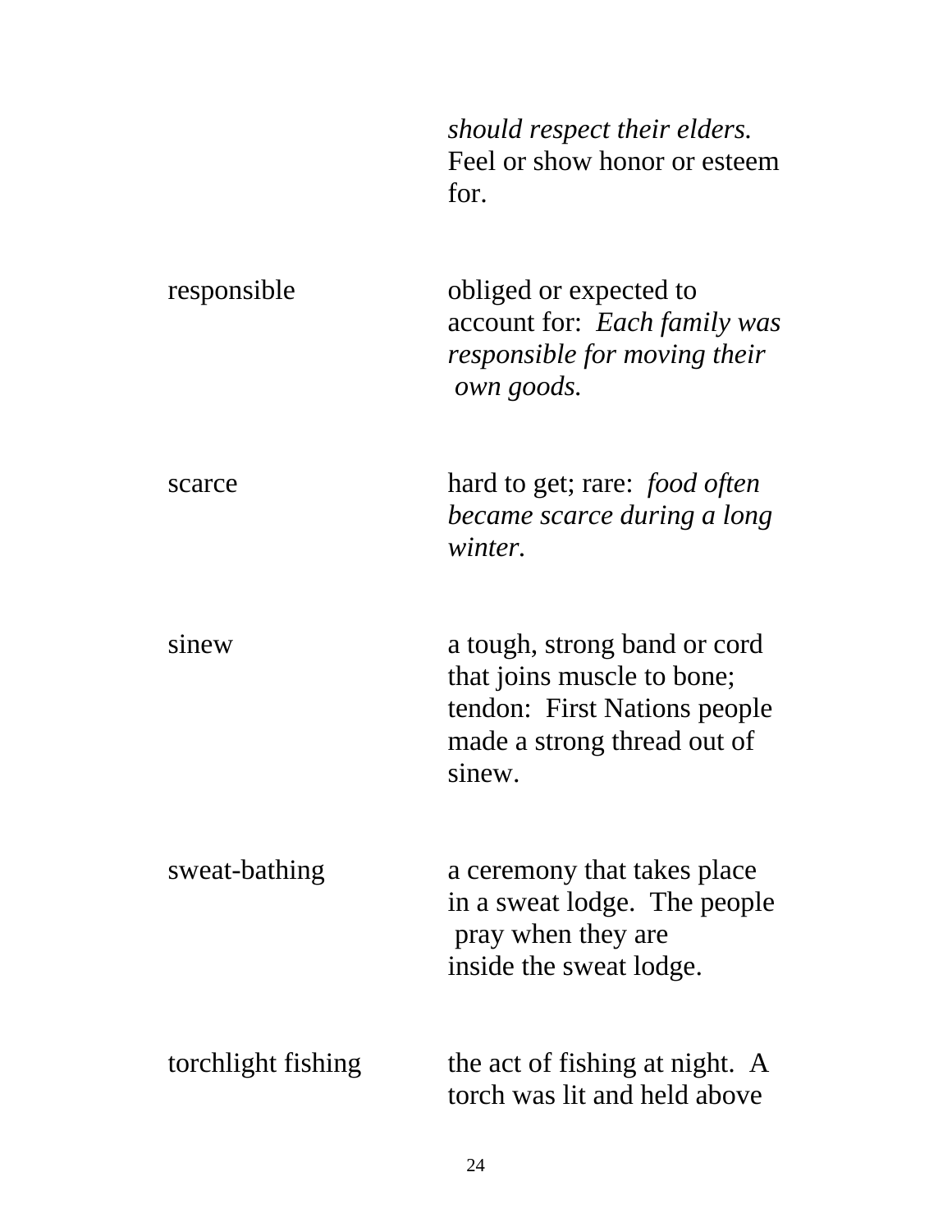| | |
|---|---|
| | *should respect their elders.* Feel or show honor or esteem for. |
| responsible | obliged or expected to account for: *Each family was responsible for moving their own goods.* |
| scarce | hard to get; rare: *food often became scarce during a long winter.* |
| sinew | a tough, strong band or cord that joins muscle to bone; tendon: First Nations people made a strong thread out of sinew. |
| sweat-bathing | a ceremony that takes place in a sweat lodge. The people pray when they are inside the sweat lodge. |
| torchlight fishing | the act of fishing at night. A torch was lit and held above |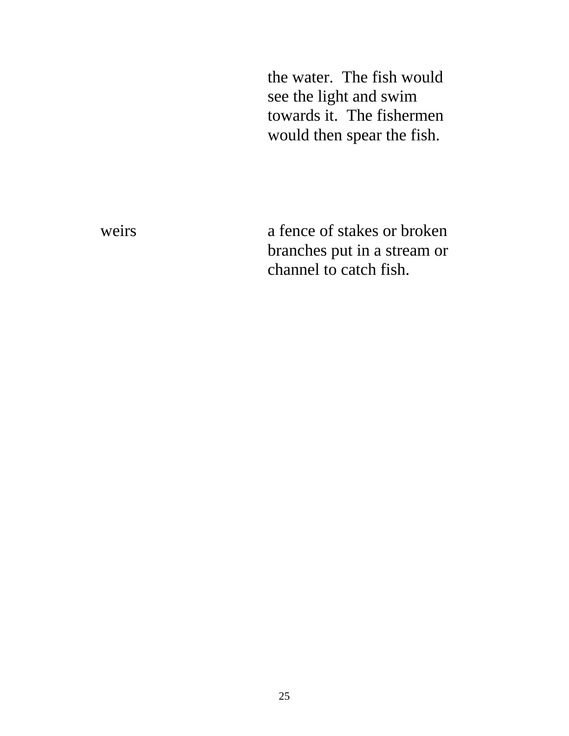| | |
|---|---|
| | the water. The fish would see the light and swim towards it. The fishermen would then spear the fish. |
| weirs | a fence of stakes or broken branches put in a stream or channel to catch fish. |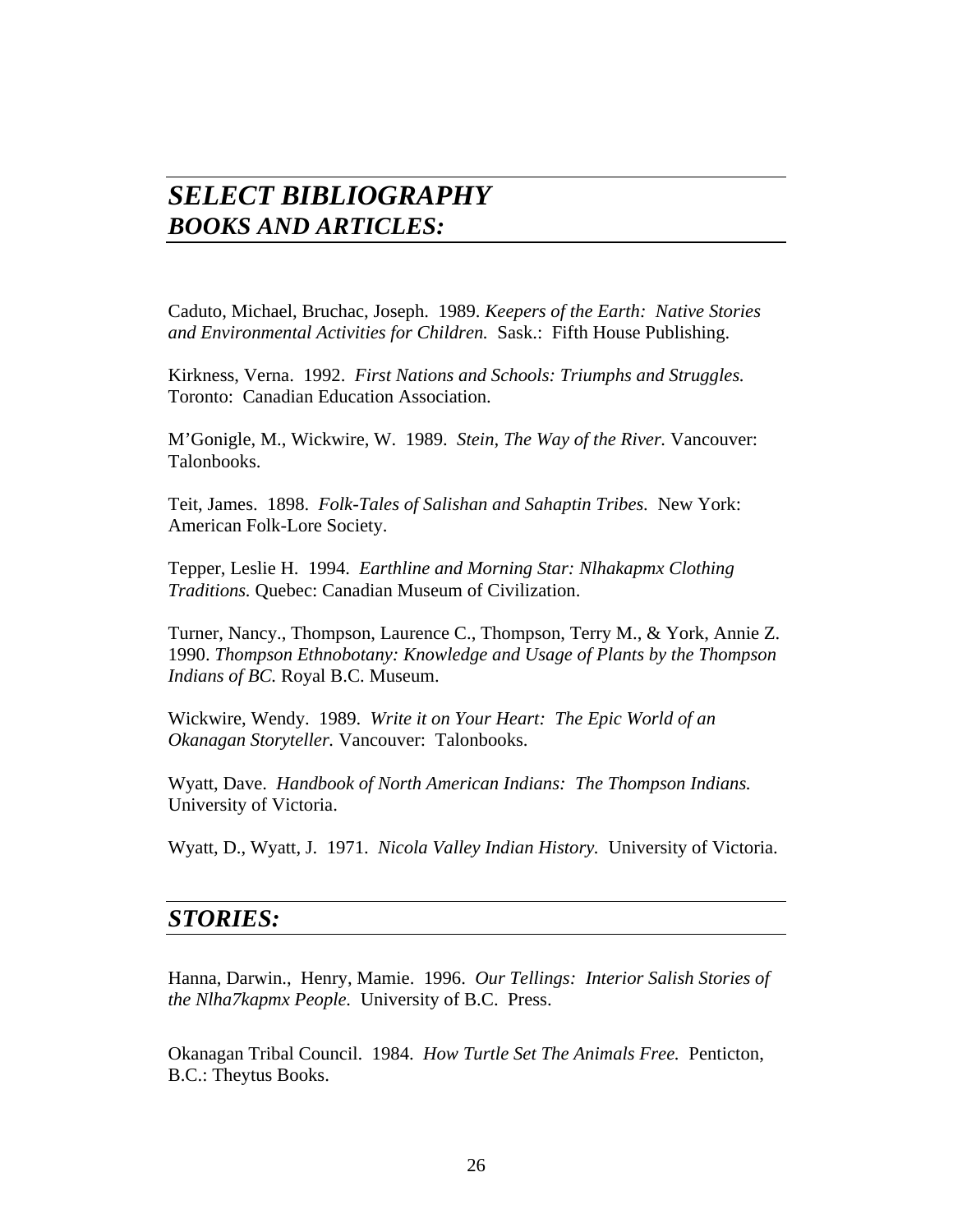# *SELECT BIBLIOGRAPHY*
## *BOOKS AND ARTICLES:*

Caduto, Michael, Bruchac, Joseph. 1989. *Keepers of the Earth: Native Stories and Environmental Activities for Children.* Sask.: Fifth House Publishing.

Kirkness, Verna. 1992. *First Nations and Schools: Triumphs and Struggles.* Toronto: Canadian Education Association.

M'Gonigle, M., Wickwire, W. 1989. *Stein, The Way of the River.* Vancouver: Talonbooks.

Teit, James. 1898. *Folk-Tales of Salishan and Sahaptin Tribes.* New York: American Folk-Lore Society.

Tepper, Leslie H. 1994. *Earthline and Morning Star: Nlhakapmx Clothing Traditions.* Quebec: Canadian Museum of Civilization.

Turner, Nancy., Thompson, Laurence C., Thompson, Terry M., & York, Annie Z. 1990. *Thompson Ethnobotany: Knowledge and Usage of Plants by the Thompson Indians of BC.* Royal B.C. Museum.

Wickwire, Wendy. 1989. *Write it on Your Heart: The Epic World of an Okanagan Storyteller.* Vancouver: Talonbooks.

Wyatt, Dave. *Handbook of North American Indians: The Thompson Indians.* University of Victoria.

Wyatt, D., Wyatt, J. 1971. *Nicola Valley Indian History.* University of Victoria.

## *STORIES:*

Hanna, Darwin., Henry, Mamie. 1996. *Our Tellings: Interior Salish Stories of the Nlha7kapmx People.* University of B.C. Press.

Okanagan Tribal Council. 1984. *How Turtle Set The Animals Free.* Penticton, B.C.: Theytus Books.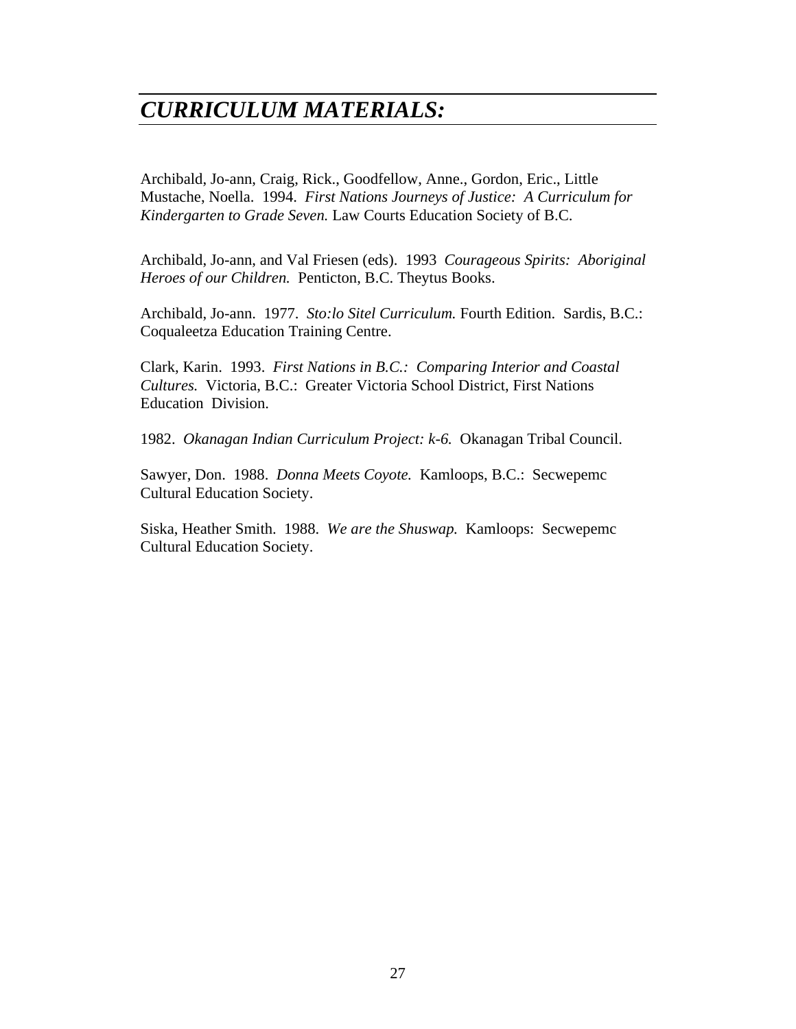# *CURRICULUM MATERIALS:*

Archibald, Jo-ann, Craig, Rick., Goodfellow, Anne., Gordon, Eric., Little Mustache, Noella. 1994. *First Nations Journeys of Justice: A Curriculum for Kindergarten to Grade Seven.* Law Courts Education Society of B.C.

Archibald, Jo-ann, and Val Friesen (eds). 1993 *Courageous Spirits: Aboriginal Heroes of our Children.* Penticton, B.C. Theytus Books.

Archibald, Jo-ann. 1977. *Sto:lo Sitel Curriculum.* Fourth Edition. Sardis, B.C.: Coqualeetza Education Training Centre.

Clark, Karin. 1993. *First Nations in B.C.: Comparing Interior and Coastal Cultures.* Victoria, B.C.: Greater Victoria School District, First Nations Education Division.

1982. *Okanagan Indian Curriculum Project: k-6.* Okanagan Tribal Council.

Sawyer, Don. 1988. *Donna Meets Coyote.* Kamloops, B.C.: Secwepemc Cultural Education Society.

Siska, Heather Smith. 1988. *We are the Shuswap.* Kamloops: Secwepemc Cultural Education Society.